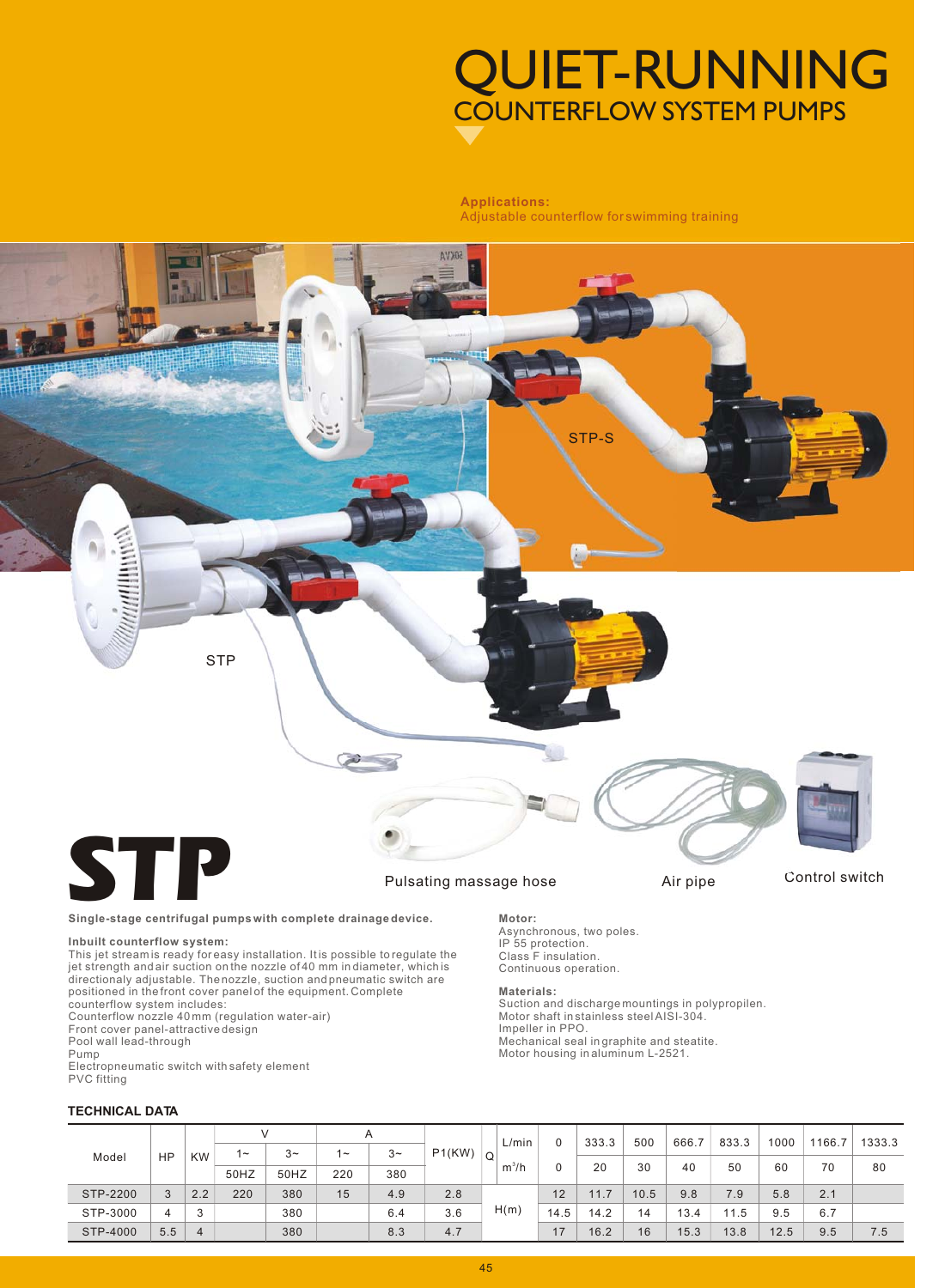# QUIET-RUNNING

## COUNTERFLOW SYSTEM PUMPS

**Applications:**
Adjustable counterflow for swimming training

STP-S

STP

Pulsating massage hose

Air pipe

Control switch

# STP

**Single-stage centrifugal pumps with complete drainage device.**

**Inbuilt counterflow system:**
This jet stream is ready for easy installation. It is possible to regulate the jet strength and air suction on the nozzle of 40 mm in diameter, which is directionaly adjustable. The nozzle, suction and pneumatic switch are positioned in the front cover panel of the equipment. Complete counterflow system includes:
Counterflow nozzle 40 mm (regulation water-air)
Front cover panel-attractive design
Pool wall lead-through
Pump
Electropneumatic switch with safety element
PVC fitting

**Motor:**
Asynchronous, two poles.
IP 55 protection.
Class F insulation.
Continuous operation.

**Materials:**
Suction and discharge mountings in polypropilen.
Motor shaft in stainless steel AISI-304.
Impeller in PPO.
Mechanical seal in graphite and steatite.
Motor housing in aluminum L-2521.

**TECHNICAL DATA**

| Model | HP | KW | V | | A | | P1(KW) | Q | L/min | 0 | 333.3 | 500 | 666.7 | 833.3 | 1000 | 1166.7 | 1333.3 |
|---|---|---|---|---|---|---|---|---|---|---|---|---|---|---|---|---|---|
| | | | 1~ | 3~ | 1~ | 3~ | | | $m^3/h$ | 0 | 20 | 30 | 40 | 50 | 60 | 70 | 80 |
| | | | 50HZ | 50HZ | 220 | 380 | | | | | | | | | | | |
| STP-2200 | 3 | 2.2 | 220 | 380 | 15 | 4.9 | 2.8 | H(m) | | 12 | 11.7 | 10.5 | 9.8 | 7.9 | 5.8 | 2.1 | |
| STP-3000 | 4 | 3 | | 380 | | 6.4 | 3.6 | | | 14.5 | 14.2 | 14 | 13.4 | 11.5 | 9.5 | 6.7 | |
| STP-4000 | 5.5 | 4 | | 380 | | 8.3 | 4.7 | | | 17 | 16.2 | 16 | 15.3 | 13.8 | 12.5 | 9.5 | 7.5 |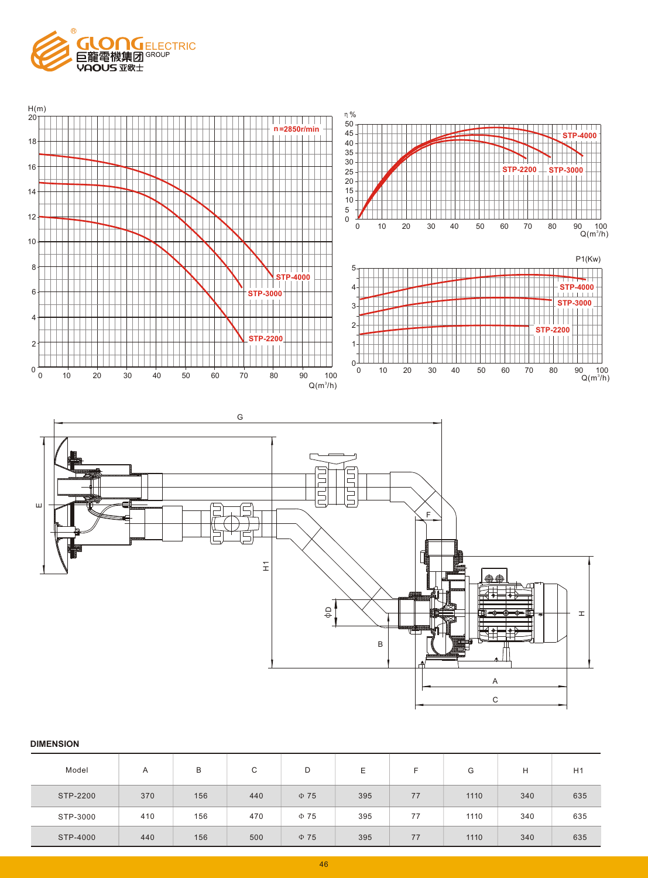**DIMENSION**

| Model | A | B | C | D | E | F | G | H | H1 |
|---|---|---|---|---|---|---|---|---|---|
| STP-2200 | 370 | 156 | 440 | Φ 75 | 395 | 77 | 1110 | 340 | 635 |
| STP-3000 | 410 | 156 | 470 | Φ 75 | 395 | 77 | 1110 | 340 | 635 |
| STP-4000 | 440 | 156 | 500 | Φ 75 | 395 | 77 | 1110 | 340 | 635 |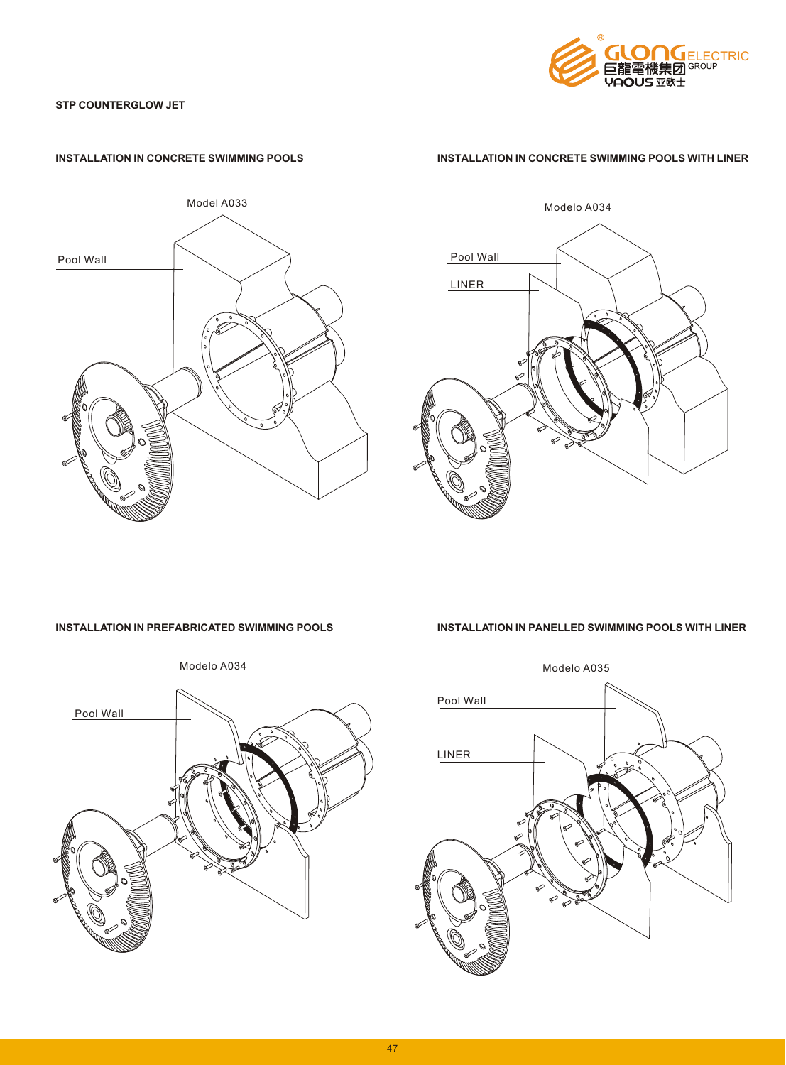**STP COUNTERGLOW JET**

### INSTALLATION IN CONCRETE SWIMMING POOLS

Model A033

Pool Wall

### INSTALLATION IN CONCRETE SWIMMING POOLS WITH LINER

Modelo A034

Pool Wall

LINER

### INSTALLATION IN PREFABRICATED SWIMMING POOLS

Modelo A034

Pool Wall

### INSTALLATION IN PANELLED SWIMMING POOLS WITH LINER

Modelo A035

Pool Wall

LINER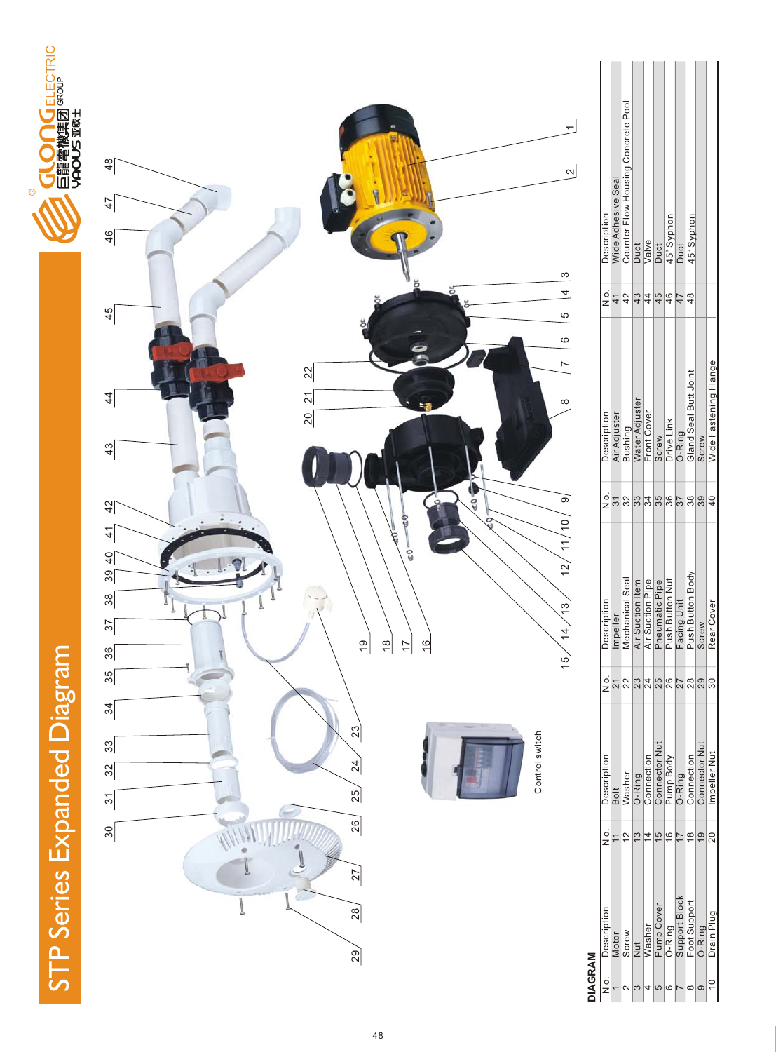# STP Series Expanded Diagram

Control switch

## DIAGRAM

| No. | Description | No. | Description | No. | Description | No. | Description | No. | Description |
|---|---|---|---|---|---|---|---|---|---|
| 1 | Motor | 11 | Bolt | 21 | Impeller | 31 | Air Adjuster | 41 | Wide Adhesive Seal |
| 2 | Screw | 12 | Washer | 22 | Mechanical Seal | 32 | Bushing | 42 | Counter Flow Housing Concrete Pool |
| 3 | Nut | 13 | O-Ring | 23 | Air Suction Item | 33 | Water Adjuster | 43 | Duct |
| 4 | Washer | 14 | Connection | 24 | Air Suction Pipe | 34 | Front Cover | 44 | Valve |
| 5 | Pump Cover | 15 | Connector Nut | 25 | Pneumatic Pipe | 35 | Screw | 45 | 45° Syphon |
| 6 | O-Ring | 16 | Pump Body | 26 | Push Button Nut | 36 | Drive Link | 46 | Duct |
| 7 | Support Block | 17 | O-Ring | 27 | Facing Unit | 37 | O-Ring | 47 | 45° Syphon |
| 8 | Foot Support | 18 | Connection | 28 | Push Button Body | 38 | Gland Seal Butt Joint | 48 | |
| 9 | O-Ring | 19 | Connector Nut | 29 | Screw | 39 | Screw | | |
| 10 | Drain Plug | 20 | Impeller Nut | 30 | Rear Cover | 40 | Wide Fastening Flange | | |